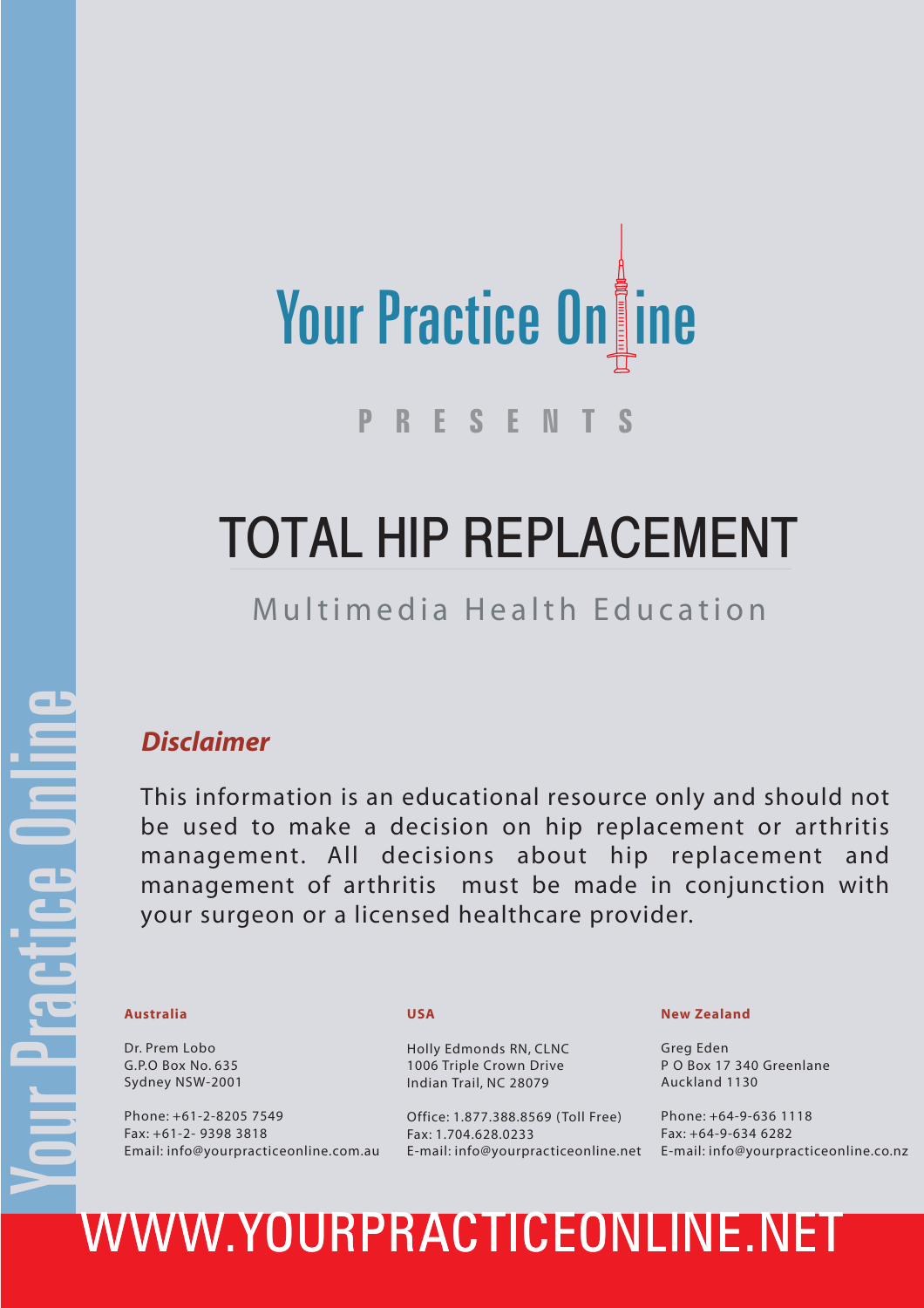Your Practice Online

PRESENTS

# TOTAL HIP REPLACEMENT

## Multimedia Health Education

### *Disclaimer*

This information is an educational resource only and should not be used to make a decision on hip replacement or arthritis management. All decisions about hip replacement and management of arthritis must be made in conjunction with your surgeon or a licensed healthcare provider.

**Australia**

Dr. Prem Lobo
G.P.O Box No. 635
Sydney NSW-2001

Phone: +61-2-8205 7549
Fax: +61-2- 9398 3818
Email: info@yourpracticeonline.com.au

**USA**

Holly Edmonds RN, CLNC
1006 Triple Crown Drive
Indian Trail, NC 28079

Office: 1.877.388.8569 (Toll Free)
Fax: 1.704.628.0233
E-mail: info@yourpracticeonline.net

**New Zealand**

Greg Eden
P O Box 17 340 Greenlane
Auckland 1130

Phone: +64-9-636 1118
Fax: +64-9-634 6282
E-mail: info@yourpracticeonline.co.nz

WWW.YOURPRACTICEONLINE.NET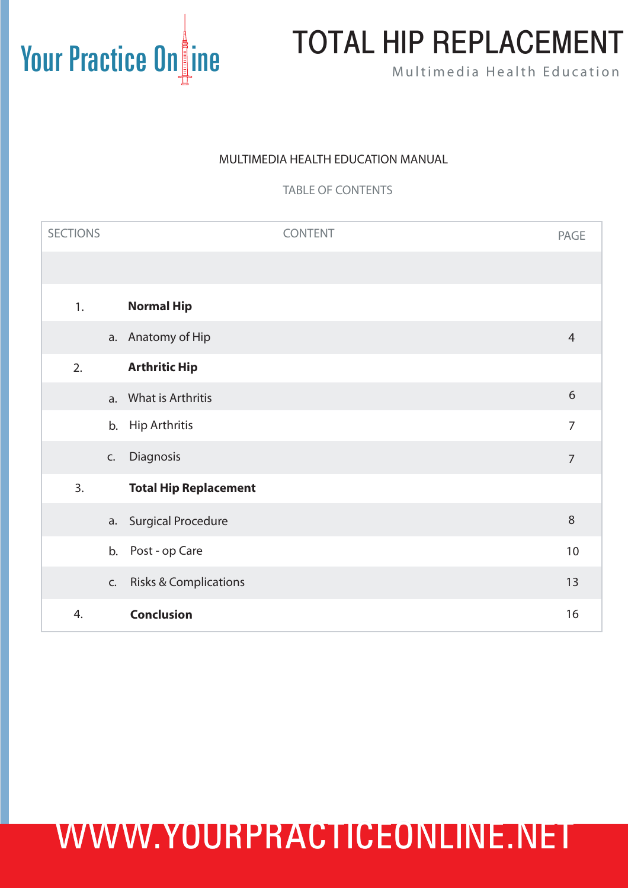# TOTAL HIP REPLACEMENT

Multimedia Health Education

MULTIMEDIA HEALTH EDUCATION MANUAL

TABLE OF CONTENTS

| SECTIONS | CONTENT | PAGE |
|---|---|---|
| 1. | **Normal Hip** | |
| | a. Anatomy of Hip | 4 |
| 2. | **Arthritic Hip** | |
| | a. What is Arthritis | 6 |
| | b. Hip Arthritis | 7 |
| | c. Diagnosis | 7 |
| 3. | **Total Hip Replacement** | |
| | a. Surgical Procedure | 8 |
| | b. Post - op Care | 10 |
| | c. Risks & Complications | 13 |
| 4. | **Conclusion** | 16 |

WWW.YOURPRACTICEONLINE.NET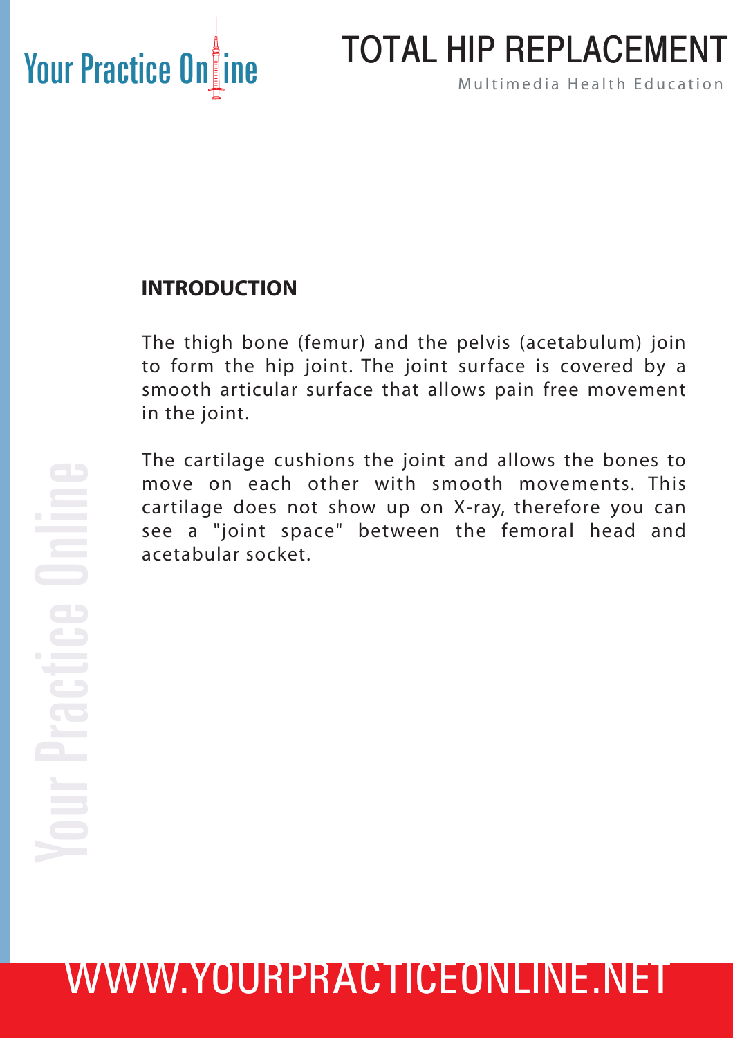## INTRODUCTION

The thigh bone (femur) and the pelvis (acetabulum) join to form the hip joint. The joint surface is covered by a smooth articular surface that allows pain free movement in the joint.

The cartilage cushions the joint and allows the bones to move on each other with smooth movements. This cartilage does not show up on X-ray, therefore you can see a "joint space" between the femoral head and acetabular socket.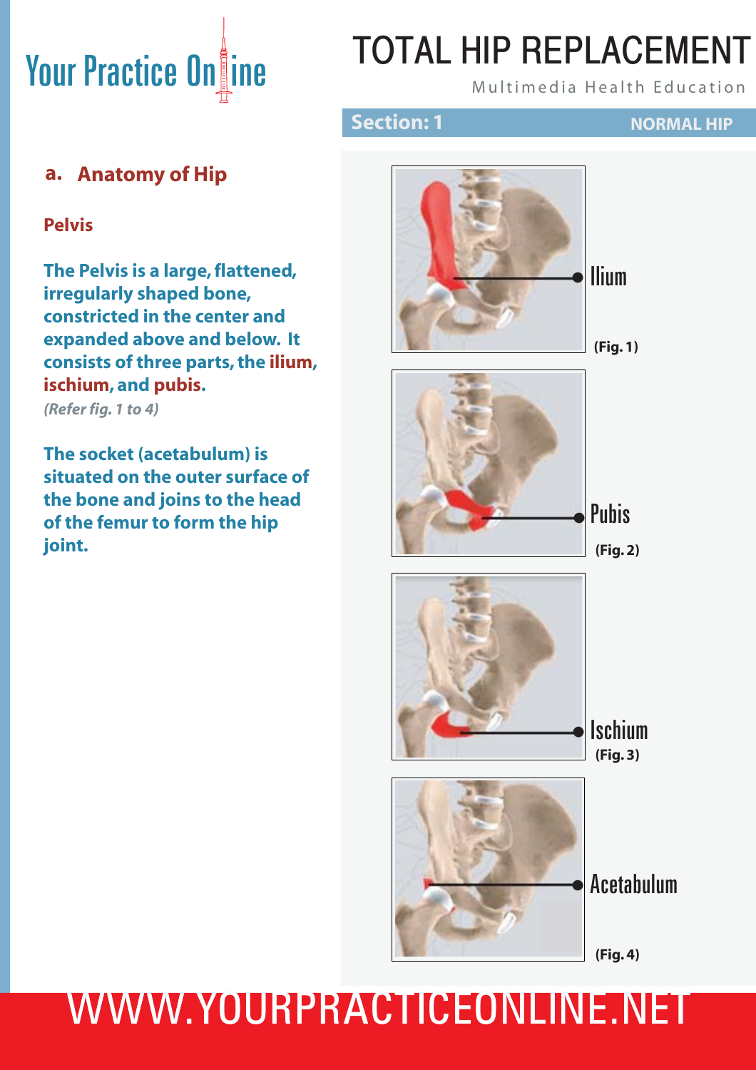# TOTAL HIP REPLACEMENT

Multimedia Health Education

## Section: 1 NORMAL HIP

### a. Anatomy of Hip

**Pelvis**

**The Pelvis is a large, flattened, irregularly shaped bone, constricted in the center and expanded above and below. It consists of three parts, the ilium, ischium, and pubis.**

*(Refer fig. 1 to 4)*

**The socket (acetabulum) is situated on the outer surface of the bone and joins to the head of the femur to form the hip joint.**

Ilium

**(Fig. 1)**

Pubis

**(Fig. 2)**

Ischium

**(Fig. 3)**

Acetabulum

**(Fig. 4)**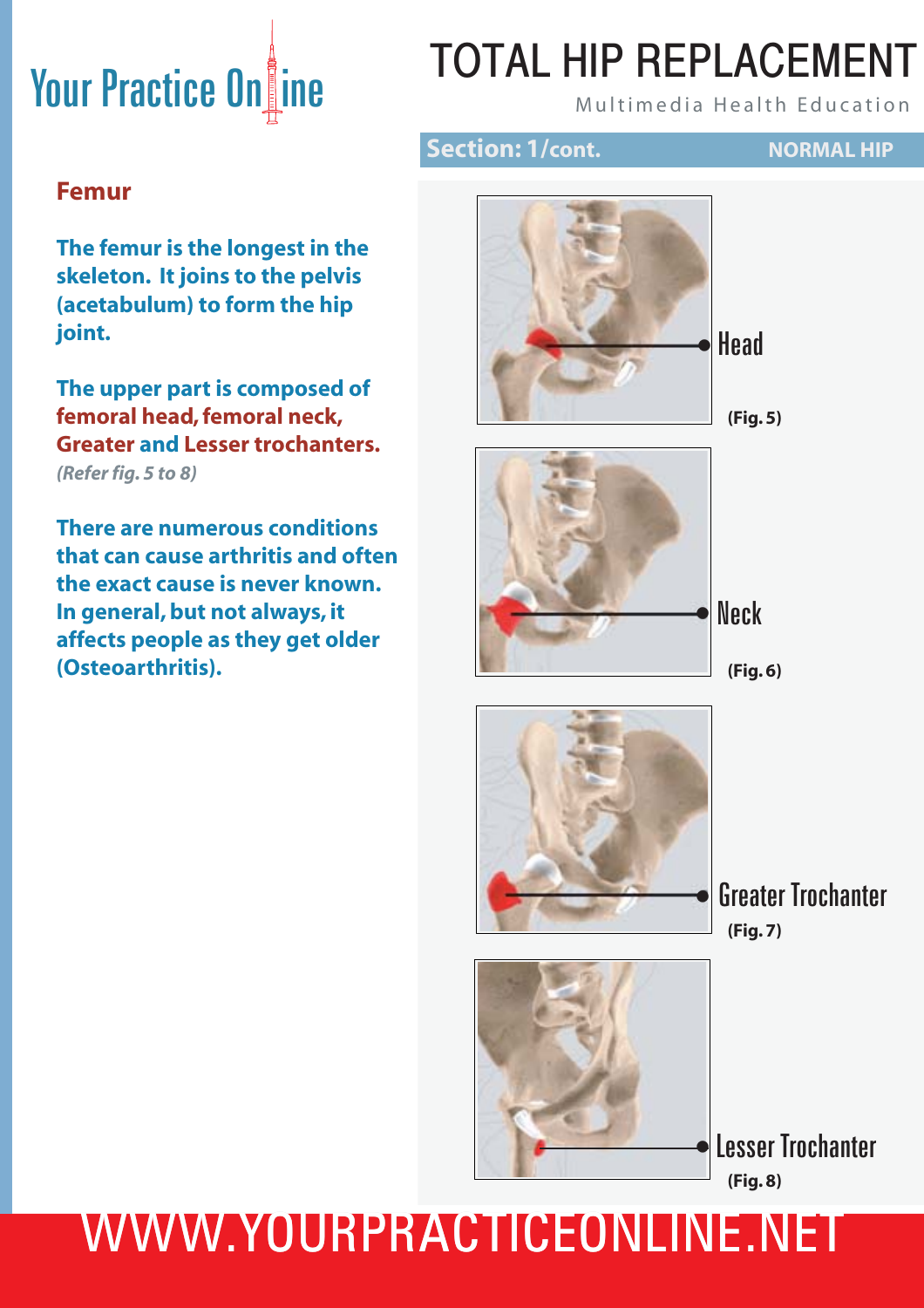# TOTAL HIP REPLACEMENT

Multimedia Health Education

**Section: 1/cont.** **NORMAL HIP**

## Femur

**The femur is the longest in the skeleton. It joins to the pelvis (acetabulum) to form the hip joint.**

**The upper part is composed of femoral head, femoral neck, Greater and Lesser trochanters.**
*(Refer fig. 5 to 8)*

**There are numerous conditions that can cause arthritis and often the exact cause is never known. In general, but not always, it affects people as they get older (Osteoarthritis).**

Head

**(Fig. 5)**

Neck

**(Fig. 6)**

Greater Trochanter

**(Fig. 7)**

Lesser Trochanter

**(Fig. 8)**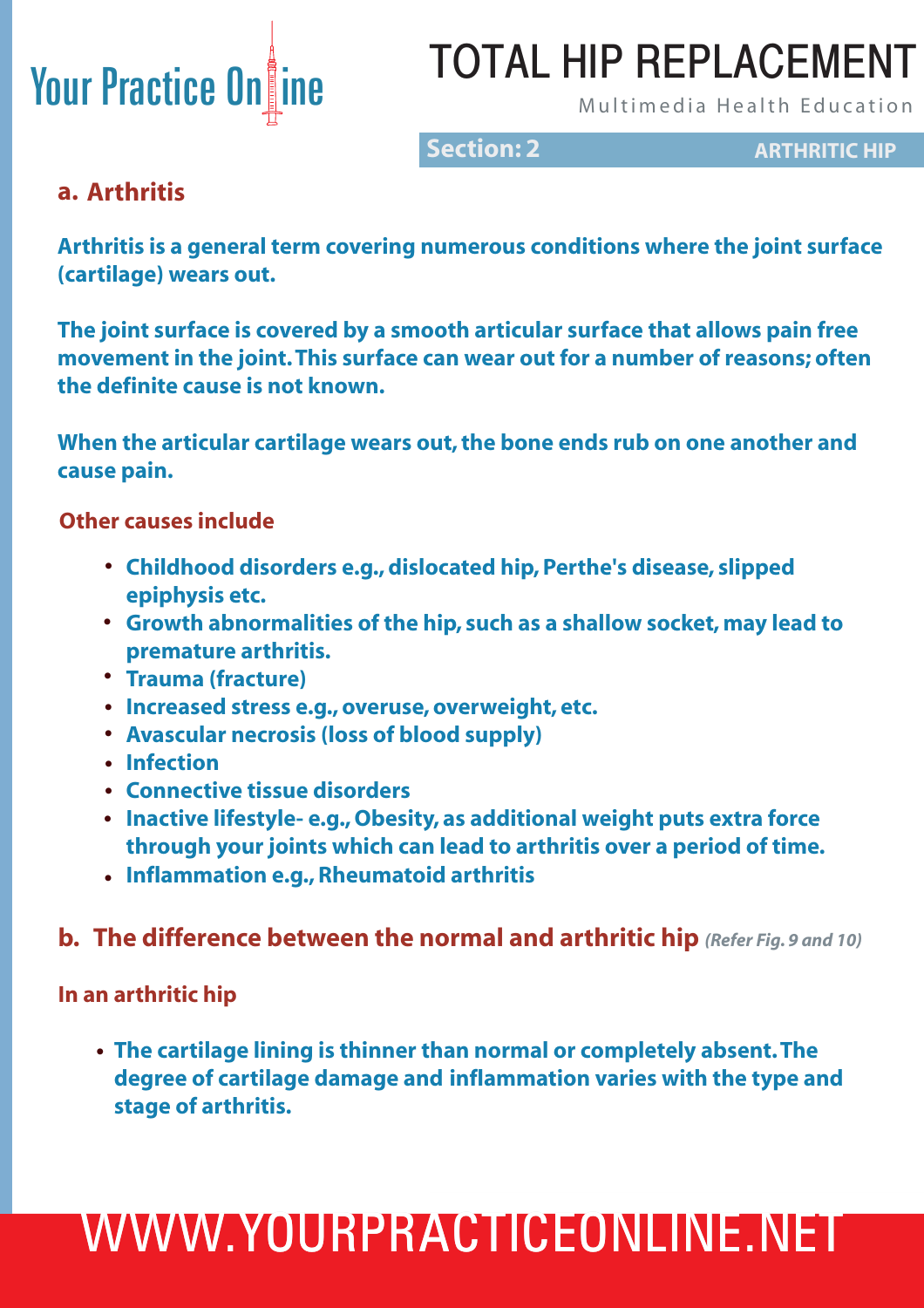## a. Arthritis

**Arthritis is a general term covering numerous conditions where the joint surface (cartilage) wears out.**

**The joint surface is covered by a smooth articular surface that allows pain free movement in the joint. This surface can wear out for a number of reasons; often the definite cause is not known.**

**When the articular cartilage wears out, the bone ends rub on one another and cause pain.**

### Other causes include

- **Childhood disorders e.g., dislocated hip, Perthe's disease, slipped epiphysis etc.**
- **Growth abnormalities of the hip, such as a shallow socket, may lead to premature arthritis.**
- **Trauma (fracture)**
- **Increased stress e.g., overuse, overweight, etc.**
- **Avascular necrosis (loss of blood supply)**
- **Infection**
- **Connective tissue disorders**
- **Inactive lifestyle- e.g., Obesity, as additional weight puts extra force through your joints which can lead to arthritis over a period of time.**
- **Inflammation e.g., Rheumatoid arthritis**

## b. The difference between the normal and arthritic hip *(Refer Fig. 9 and 10)*

### In an arthritic hip

- **The cartilage lining is thinner than normal or completely absent. The degree of cartilage damage and inflammation varies with the type and stage of arthritis.**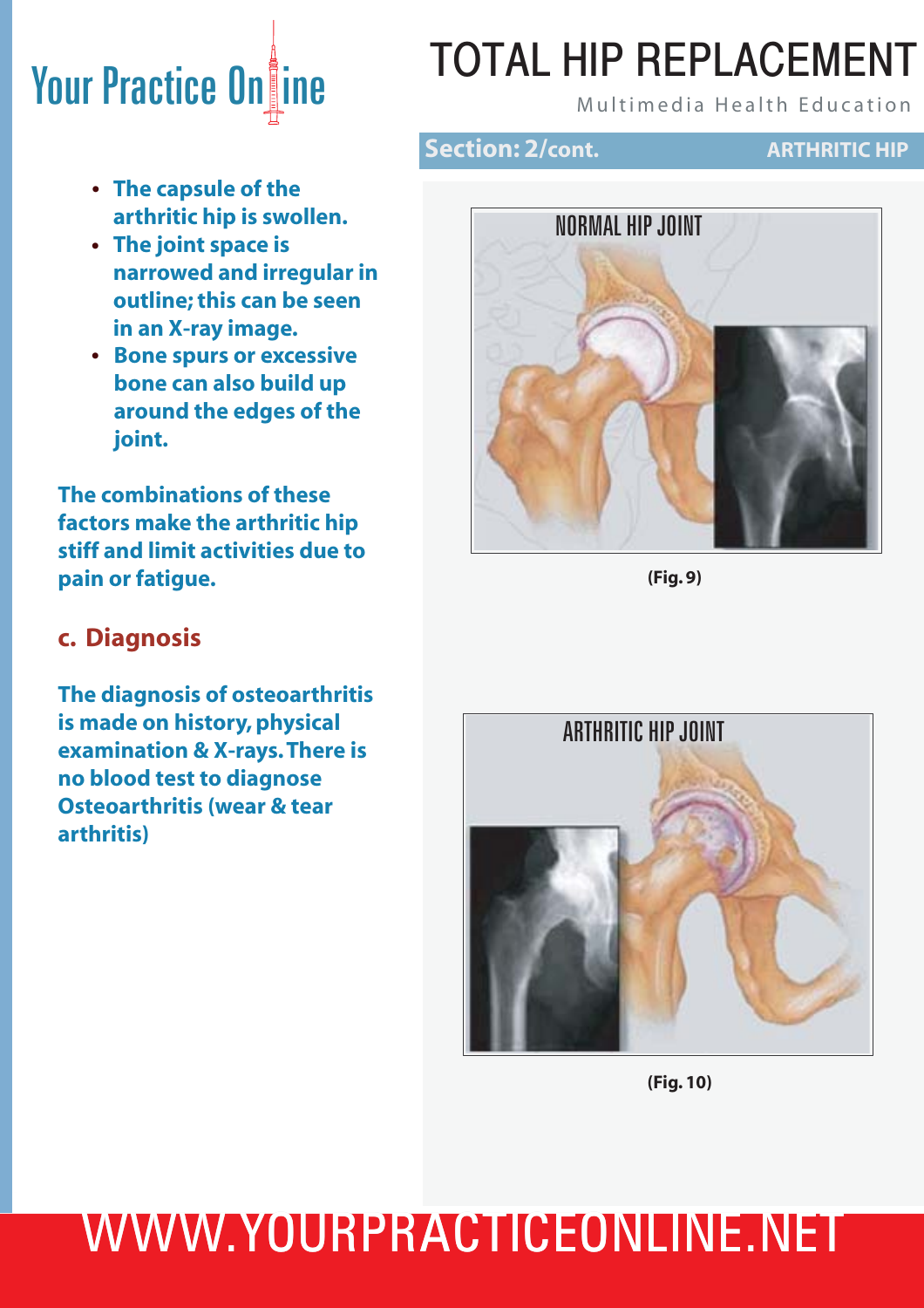## Section: 2/cont. — ARTHRITIC HIP

- **The capsule of the arthritic hip is swollen.**
- **The joint space is narrowed and irregular in outline; this can be seen in an X-ray image.**
- **Bone spurs or excessive bone can also build up around the edges of the joint.**

**The combinations of these factors make the arthritic hip stiff and limit activities due to pain or fatigue.**

### c. Diagnosis

**The diagnosis of osteoarthritis is made on history, physical examination & X-rays. There is no blood test to diagnose Osteoarthritis (wear & tear arthritis)**

NORMAL HIP JOINT

(Fig. 9)

ARTHRITIC HIP JOINT

(Fig. 10)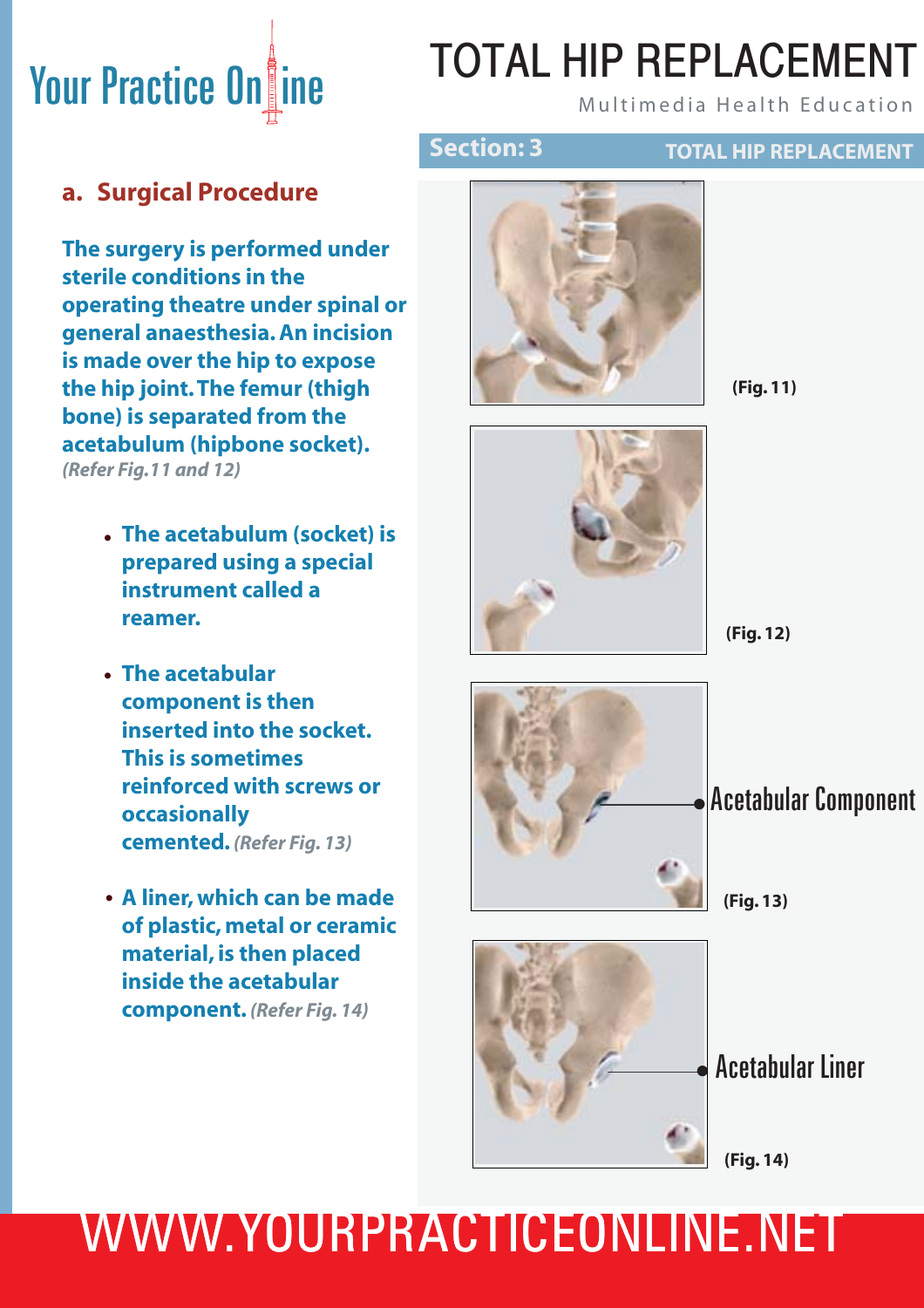## a. Surgical Procedure

**The surgery is performed under sterile conditions in the operating theatre under spinal or general anaesthesia. An incision is made over the hip to expose the hip joint. The femur (thigh bone) is separated from the acetabulum (hipbone socket).** ***(Refer Fig.11 and 12)***

- **The acetabulum (socket) is prepared using a special instrument called a reamer.**
- **The acetabular component is then inserted into the socket. This is sometimes reinforced with screws or occasionally cemented.** ***(Refer Fig. 13)***
- **A liner, which can be made of plastic, metal or ceramic material, is then placed inside the acetabular component.** ***(Refer Fig. 14)***

**(Fig. 11)**

**(Fig. 12)**

Acetabular Component

**(Fig. 13)**

Acetabular Liner

**(Fig. 14)**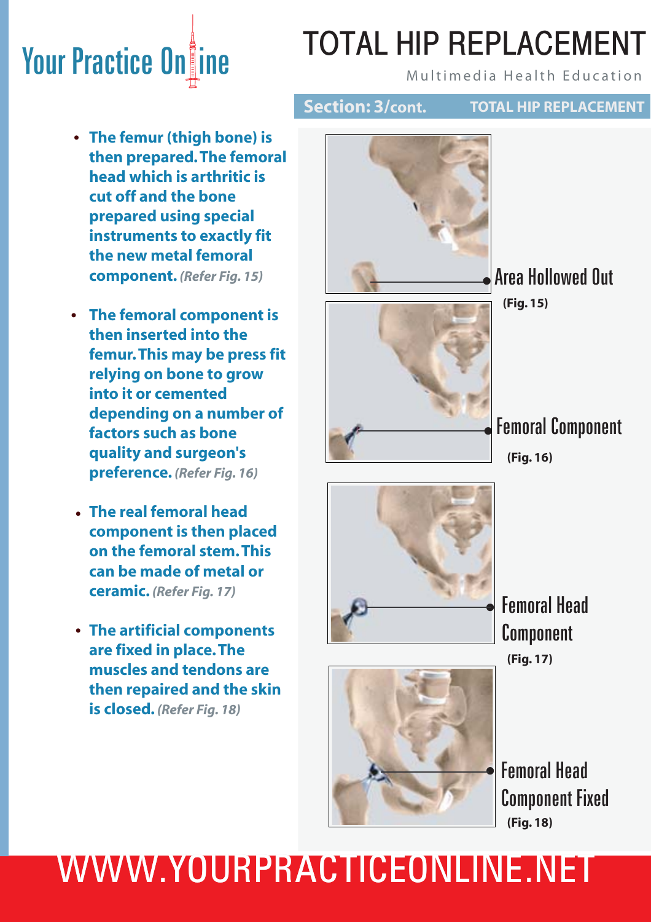# TOTAL HIP REPLACEMENT

Multimedia Health Education

**Section: 3/cont.** **TOTAL HIP REPLACEMENT**

- **The femur (thigh bone) is then prepared. The femoral head which is arthritic is cut off and the bone prepared using special instruments to exactly fit the new metal femoral component.** *(Refer Fig. 15)*
- **The femoral component is then inserted into the femur. This may be press fit relying on bone to grow into it or cemented depending on a number of factors such as bone quality and surgeon's preference.** *(Refer Fig. 16)*
- **The real femoral head component is then placed on the femoral stem. This can be made of metal or ceramic.** *(Refer Fig. 17)*
- **The artificial components are fixed in place. The muscles and tendons are then repaired and the skin is closed.** *(Refer Fig. 18)*

Area Hollowed Out

**(Fig. 15)**

Femoral Component

**(Fig. 16)**

Femoral Head Component

**(Fig. 17)**

Femoral Head Component Fixed

**(Fig. 18)**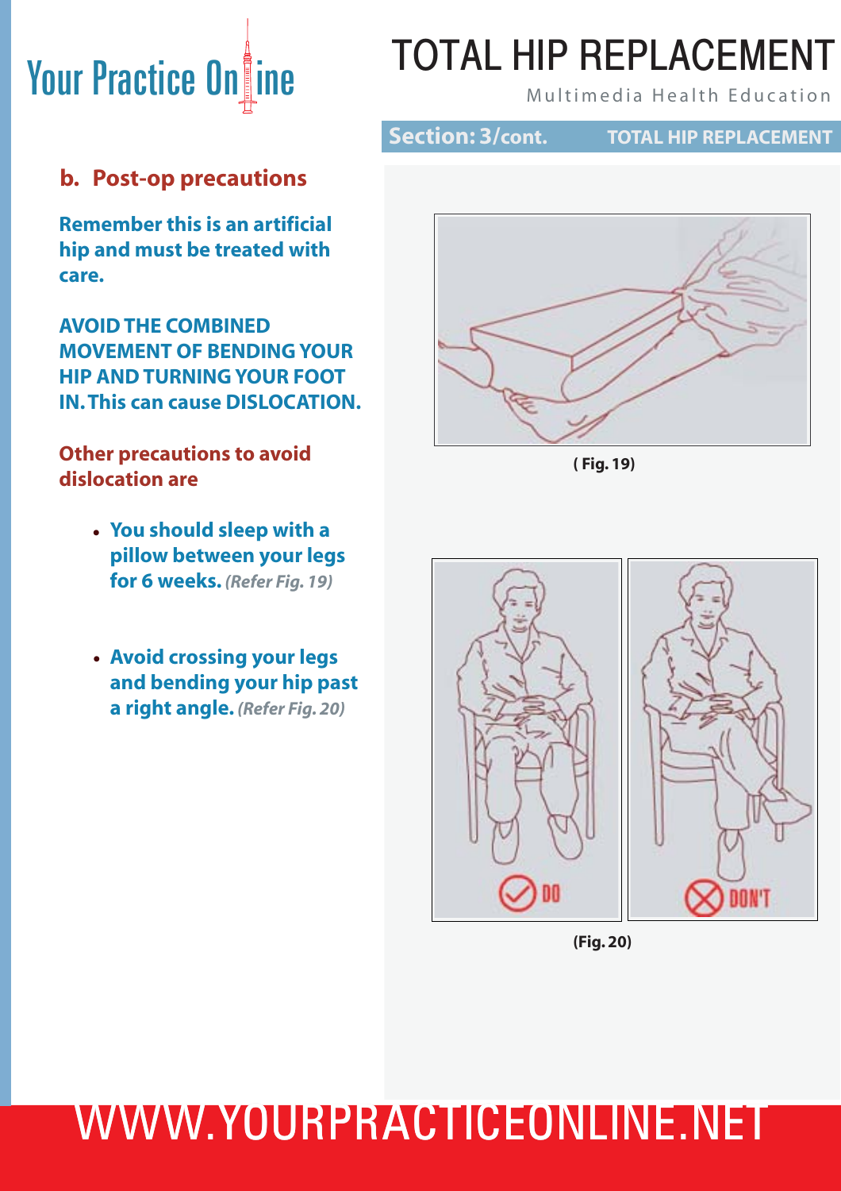## b. Post-op precautions

**Remember this is an artificial hip and must be treated with care.**

**AVOID THE COMBINED MOVEMENT OF BENDING YOUR HIP AND TURNING YOUR FOOT IN. This can cause DISLOCATION.**

**Other precautions to avoid dislocation are**

- **You should sleep with a pillow between your legs for 6 weeks.** ***(Refer Fig. 19)***
- **Avoid crossing your legs and bending your hip past a right angle.** ***(Refer Fig. 20)***

**( Fig. 19)**

DO

DON'T

**(Fig. 20)**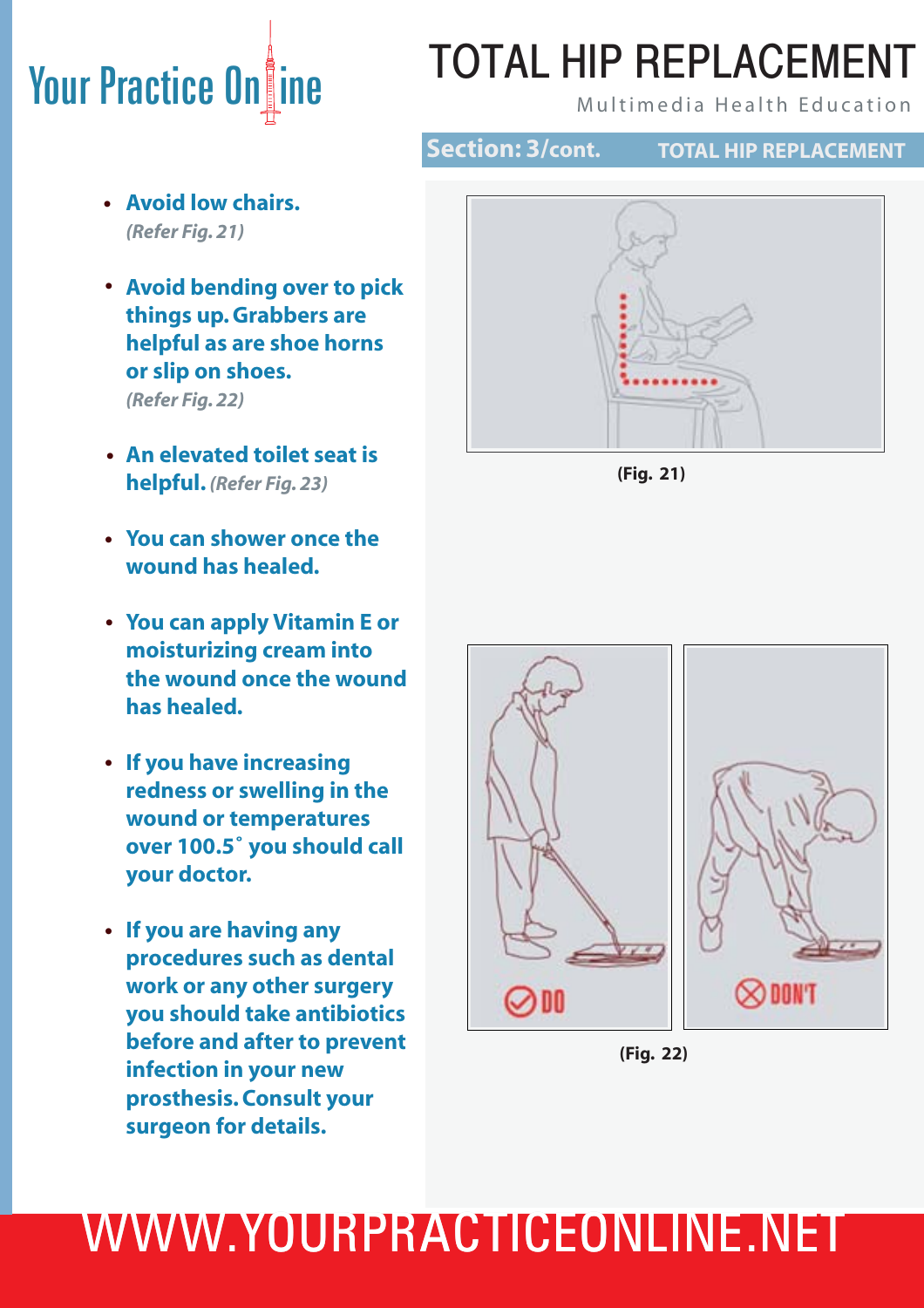# TOTAL HIP REPLACEMENT

Multimedia Health Education

**Section: 3/cont.** **TOTAL HIP REPLACEMENT**

- **Avoid low chairs.** *(Refer Fig. 21)*
- **Avoid bending over to pick things up. Grabbers are helpful as are shoe horns or slip on shoes.** *(Refer Fig. 22)*
- **An elevated toilet seat is helpful.** *(Refer Fig. 23)*
- **You can shower once the wound has healed.**
- **You can apply Vitamin E or moisturizing cream into the wound once the wound has healed.**
- **If you have increasing redness or swelling in the wound or temperatures over 100.5˚ you should call your doctor.**
- **If you are having any procedures such as dental work or any other surgery you should take antibiotics before and after to prevent infection in your new prosthesis. Consult your surgeon for details.**

**(Fig. 21)**

DO / DON'T

**(Fig. 22)**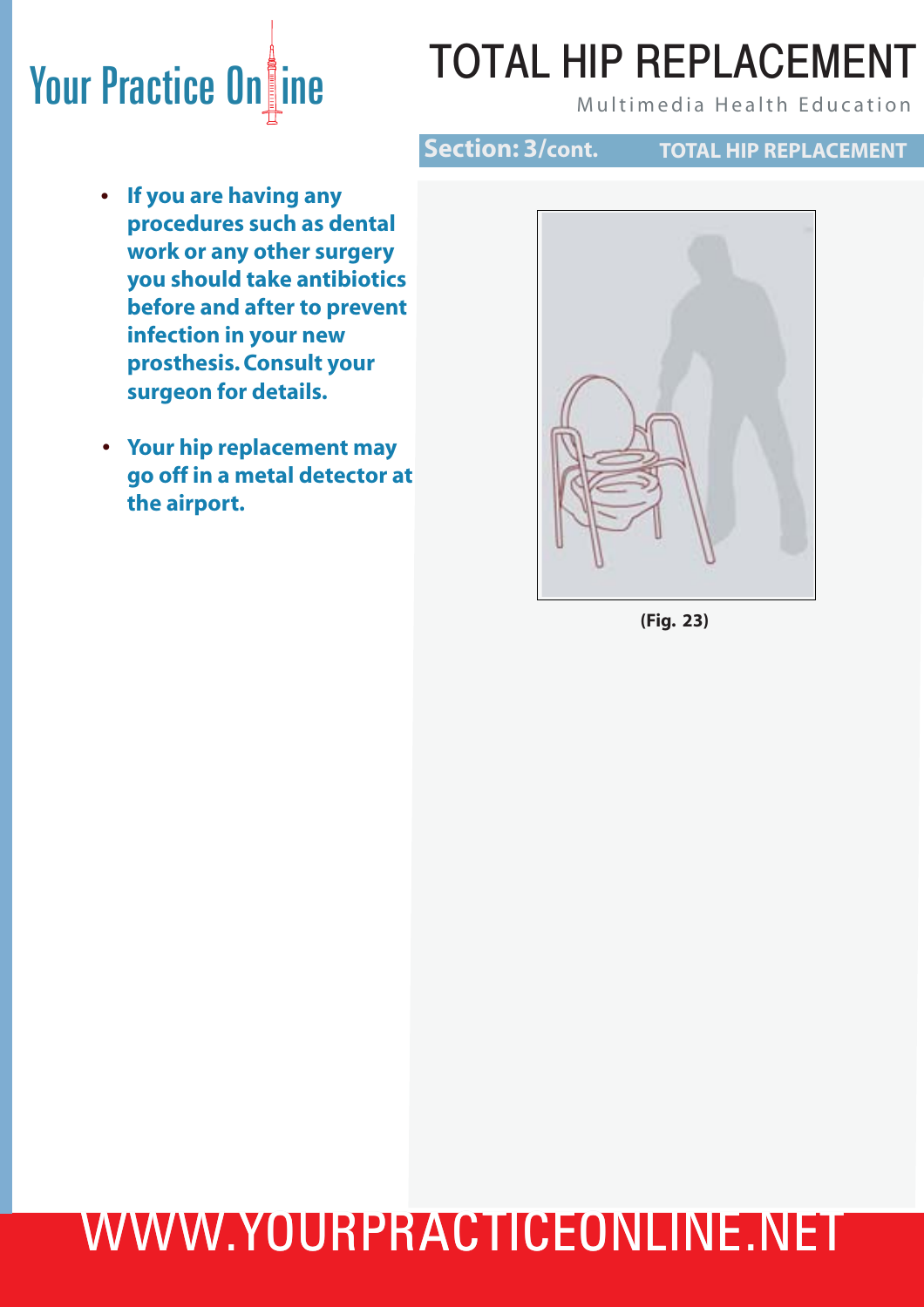## Section: 3/cont. TOTAL HIP REPLACEMENT

- **If you are having any procedures such as dental work or any other surgery you should take antibiotics before and after to prevent infection in your new prosthesis. Consult your surgeon for details.**
- **Your hip replacement may go off in a metal detector at the airport.**

**(Fig. 23)**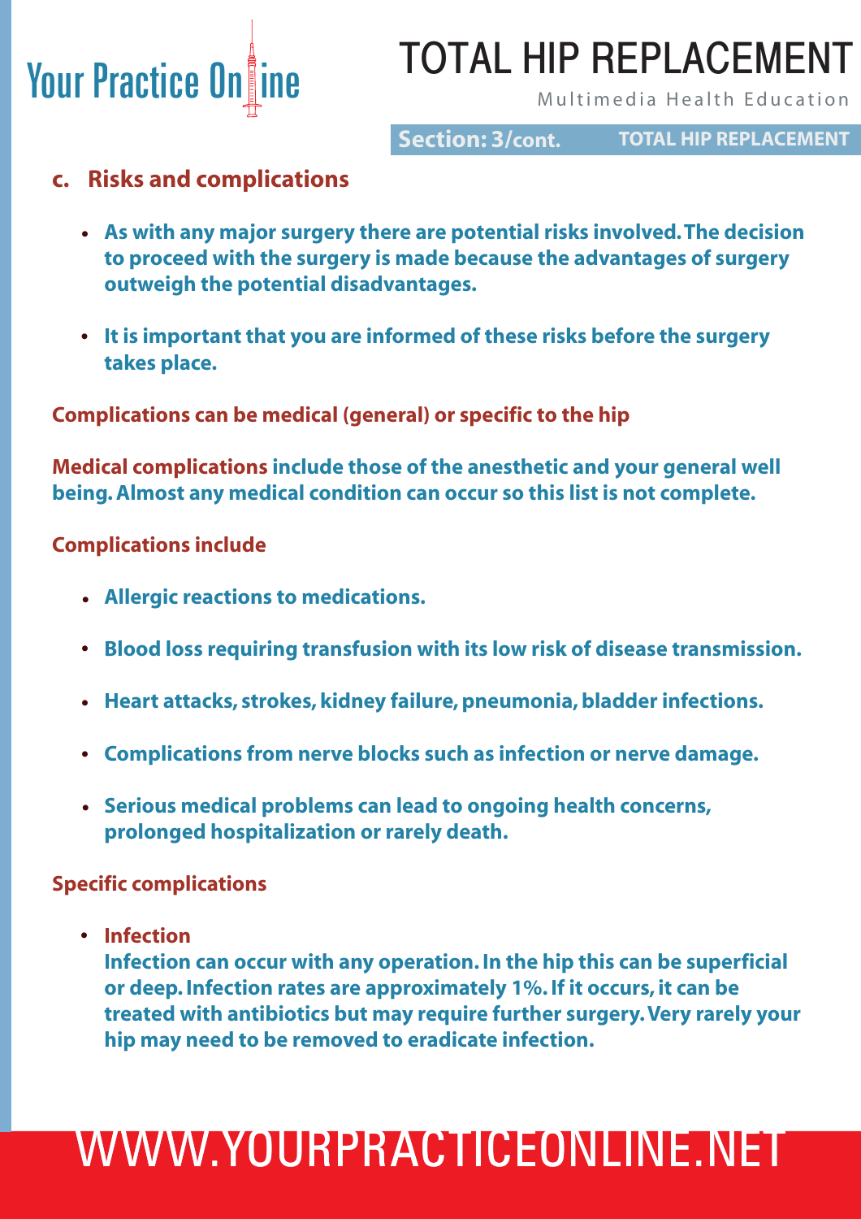## c. Risks and complications

- **As with any major surgery there are potential risks involved. The decision to proceed with the surgery is made because the advantages of surgery outweigh the potential disadvantages.**
- **It is important that you are informed of these risks before the surgery takes place.**

**Complications can be medical (general) or specific to the hip**

**Medical complications include those of the anesthetic and your general well being. Almost any medical condition can occur so this list is not complete.**

**Complications include**

- **Allergic reactions to medications.**
- **Blood loss requiring transfusion with its low risk of disease transmission.**
- **Heart attacks, strokes, kidney failure, pneumonia, bladder infections.**
- **Complications from nerve blocks such as infection or nerve damage.**
- **Serious medical problems can lead to ongoing health concerns, prolonged hospitalization or rarely death.**

**Specific complications**

- **Infection**
  **Infection can occur with any operation. In the hip this can be superficial or deep. Infection rates are approximately 1%. If it occurs, it can be treated with antibiotics but may require further surgery. Very rarely your hip may need to be removed to eradicate infection.**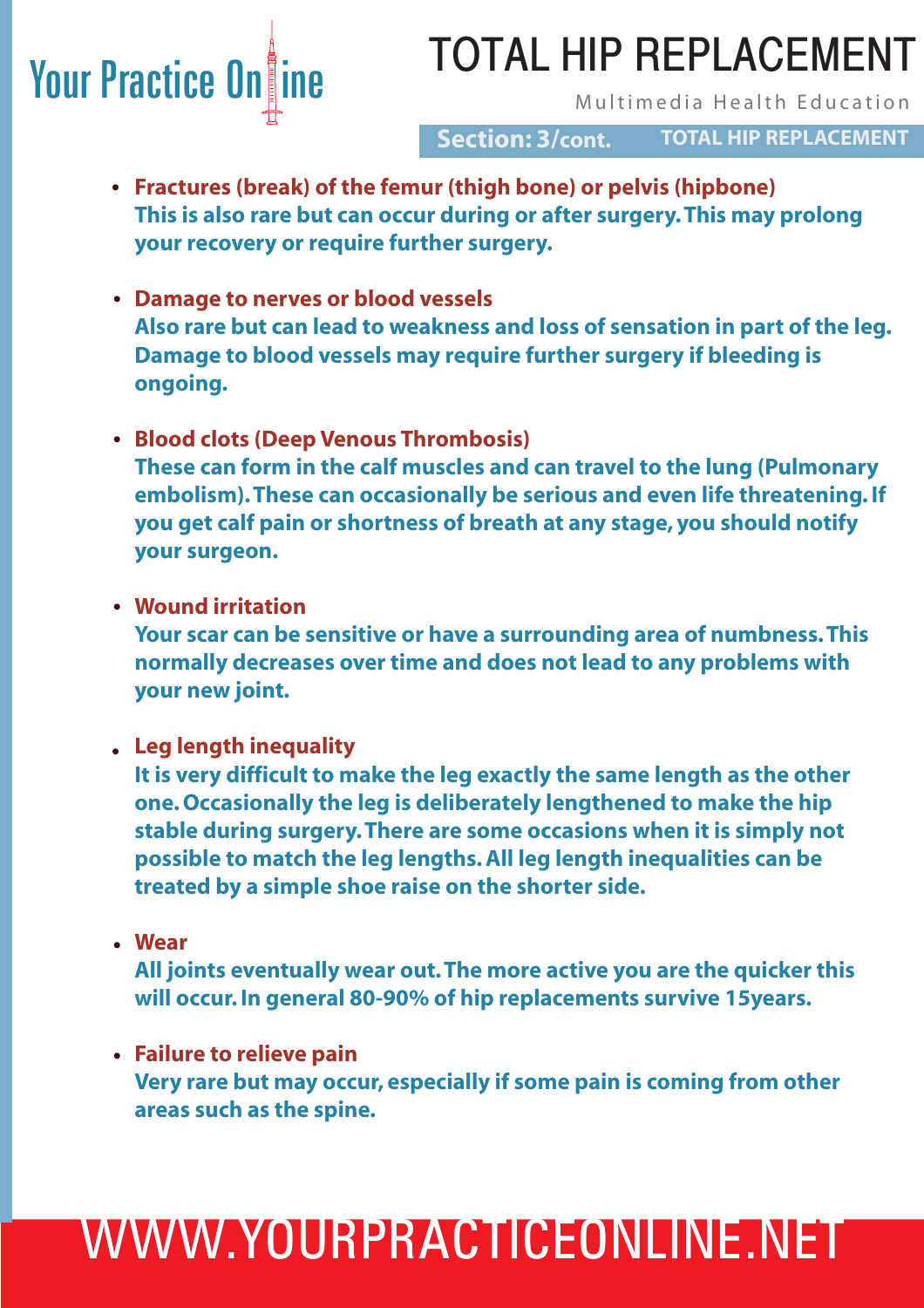- **Fractures (break) of the femur (thigh bone) or pelvis (hipbone)**
  This is also rare but can occur during or after surgery. This may prolong your recovery or require further surgery.

- **Damage to nerves or blood vessels**
  Also rare but can lead to weakness and loss of sensation in part of the leg. Damage to blood vessels may require further surgery if bleeding is ongoing.

- **Blood clots (Deep Venous Thrombosis)**
  These can form in the calf muscles and can travel to the lung (Pulmonary embolism). These can occasionally be serious and even life threatening. If you get calf pain or shortness of breath at any stage, you should notify your surgeon.

- **Wound irritation**
  Your scar can be sensitive or have a surrounding area of numbness. This normally decreases over time and does not lead to any problems with your new joint.

- **Leg length inequality**
  It is very difficult to make the leg exactly the same length as the other one. Occasionally the leg is deliberately lengthened to make the hip stable during surgery. There are some occasions when it is simply not possible to match the leg lengths. All leg length inequalities can be treated by a simple shoe raise on the shorter side.

- **Wear**
  All joints eventually wear out. The more active you are the quicker this will occur. In general 80-90% of hip replacements survive 15years.

- **Failure to relieve pain**
  Very rare but may occur, especially if some pain is coming from other areas such as the spine.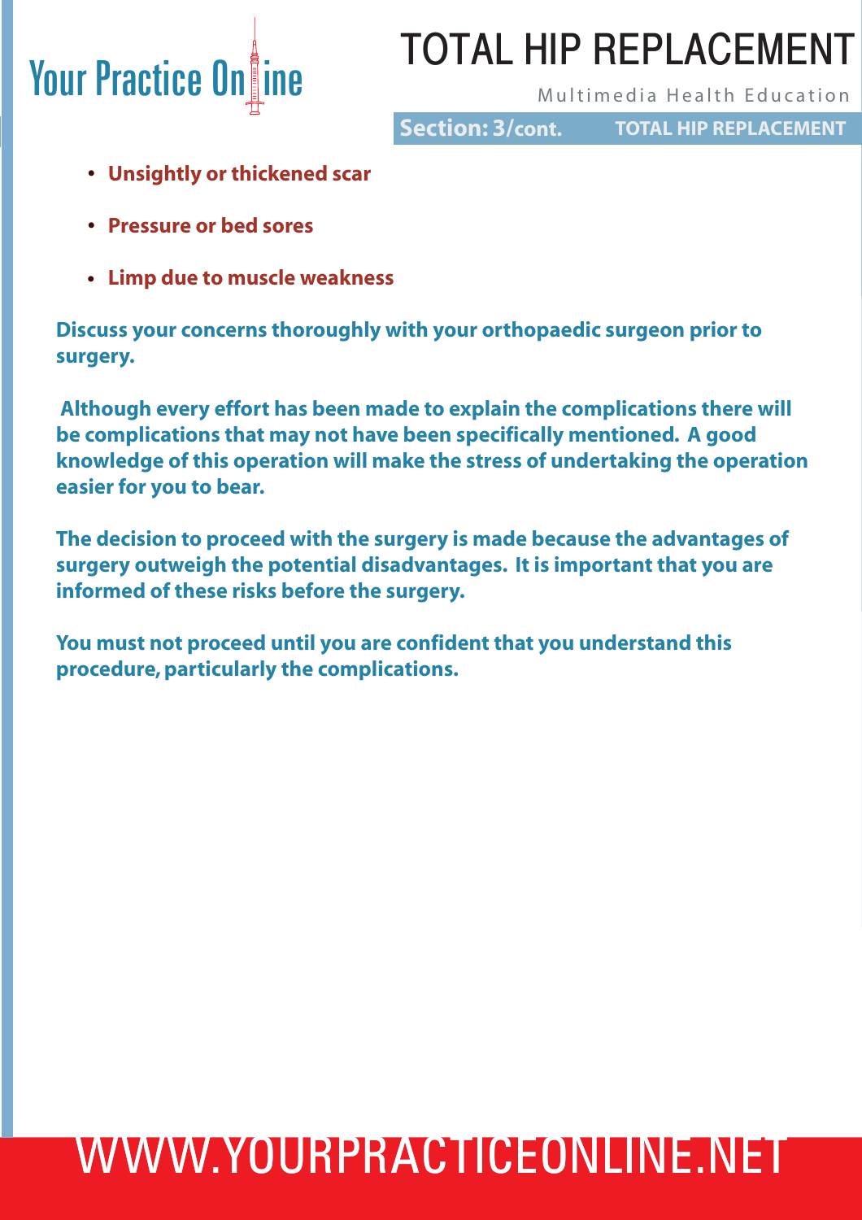- **Unsightly or thickened scar**
- **Pressure or bed sores**
- **Limp due to muscle weakness**

**Discuss your concerns thoroughly with your orthopaedic surgeon prior to surgery.**

**Although every effort has been made to explain the complications there will be complications that may not have been specifically mentioned. A good knowledge of this operation will make the stress of undertaking the operation easier for you to bear.**

**The decision to proceed with the surgery is made because the advantages of surgery outweigh the potential disadvantages. It is important that you are informed of these risks before the surgery.**

**You must not proceed until you are confident that you understand this procedure, particularly the complications.**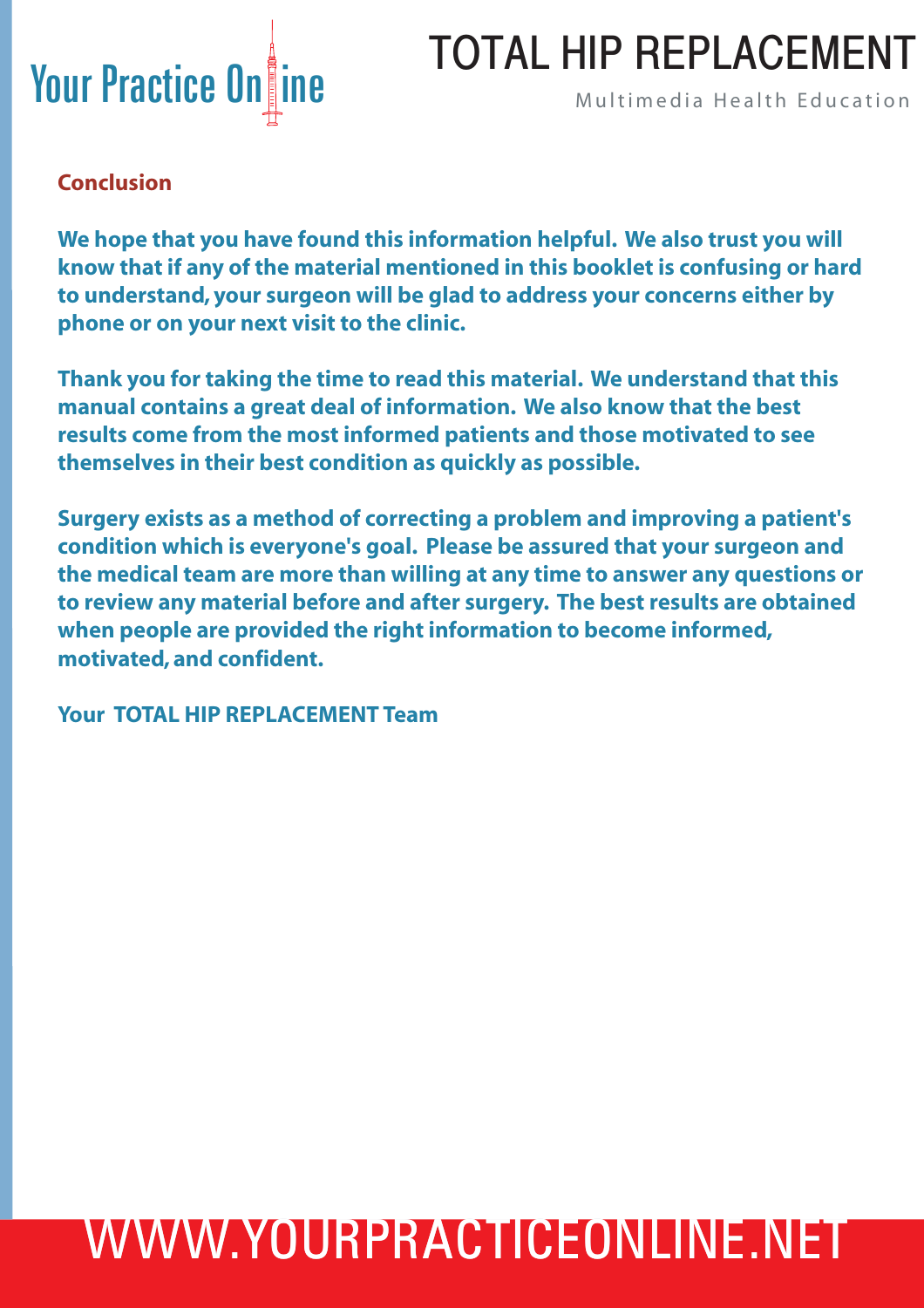## Conclusion

**We hope that you have found this information helpful. We also trust you will know that if any of the material mentioned in this booklet is confusing or hard to understand, your surgeon will be glad to address your concerns either by phone or on your next visit to the clinic.**

**Thank you for taking the time to read this material. We understand that this manual contains a great deal of information. We also know that the best results come from the most informed patients and those motivated to see themselves in their best condition as quickly as possible.**

**Surgery exists as a method of correcting a problem and improving a patient's condition which is everyone's goal. Please be assured that your surgeon and the medical team are more than willing at any time to answer any questions or to review any material before and after surgery. The best results are obtained when people are provided the right information to become informed, motivated, and confident.**

**Your TOTAL HIP REPLACEMENT Team**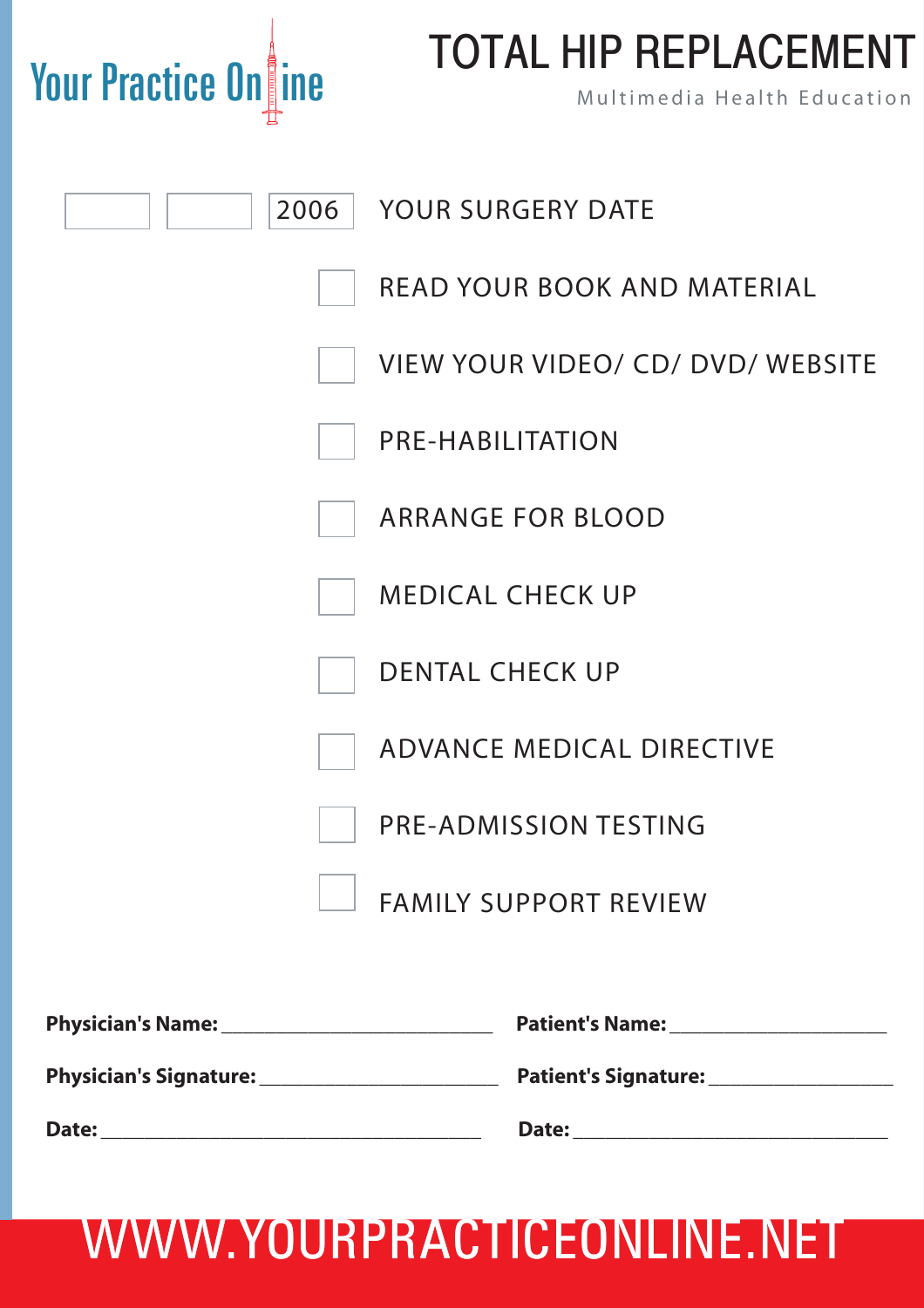Your Practice Online

# TOTAL HIP REPLACEMENT

Multimedia Health Education

| | | 2006 | YOUR SURGERY DATE |
|---|---|---|---|

- [ ] READ YOUR BOOK AND MATERIAL
- [ ] VIEW YOUR VIDEO/ CD/ DVD/ WEBSITE
- [ ] PRE-HABILITATION
- [ ] ARRANGE FOR BLOOD
- [ ] MEDICAL CHECK UP
- [ ] DENTAL CHECK UP
- [ ] ADVANCE MEDICAL DIRECTIVE
- [ ] PRE-ADMISSION TESTING
- [ ] FAMILY SUPPORT REVIEW

**Physician's Name:** ____________________________ **Patient's Name:** ______________________

**Physician's Signature:** ________________________ **Patient's Signature:** ___________________

**Date:** ________________________________________ **Date:** __________________________________

WWW.YOURPRACTICEONLINE.NET